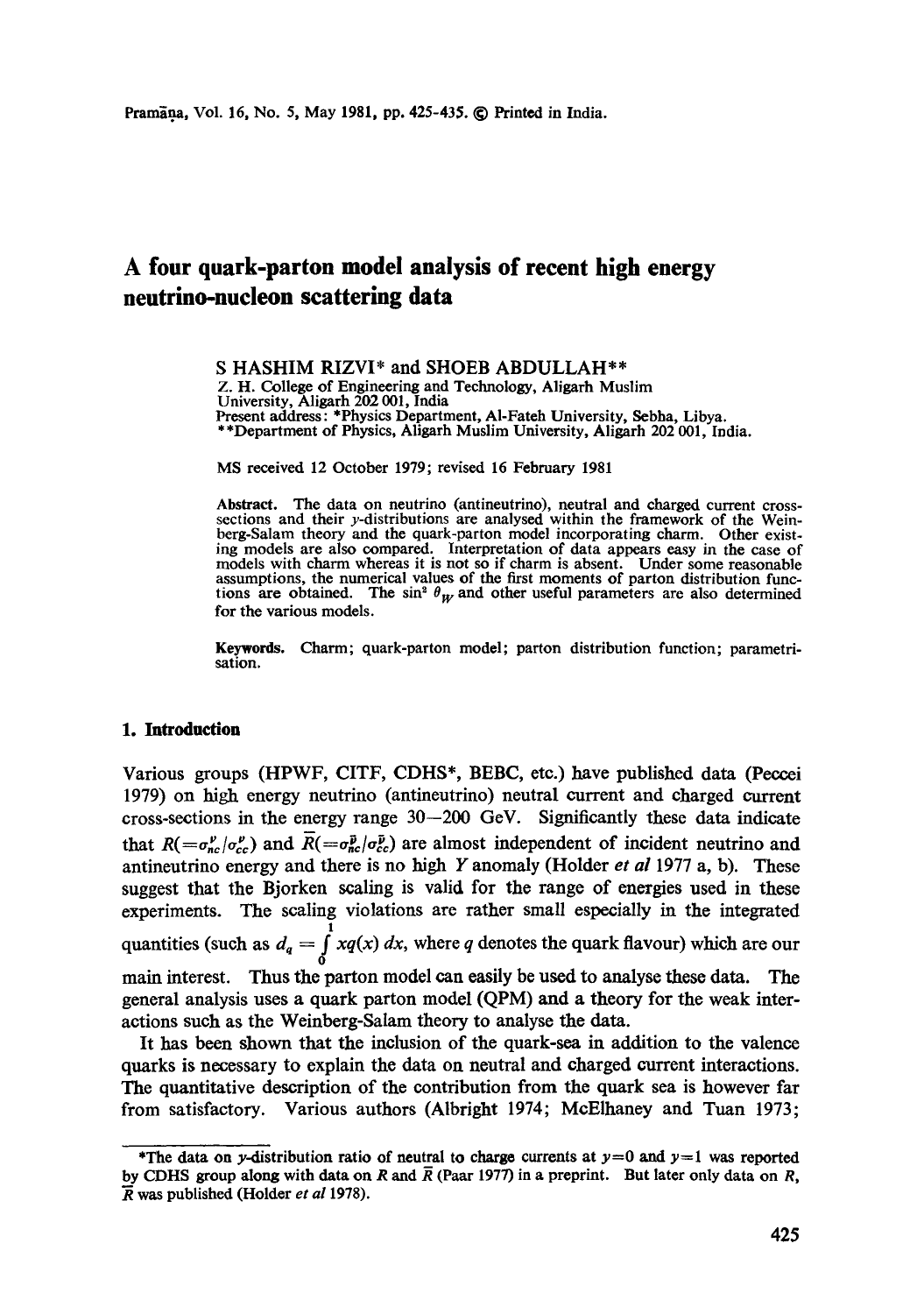# A four quark-parton model analysis of recent high energy neutrino-nucleon scattering data

S HASHIM RIZVI* and SHOEB ABDULLAH**

Z. H. College of Engineering and Technology, Aligarh Muslim University, Aligarh 202 001, India

Present address: *Physics Department, Al-Fateh University, Sebha, Libya.

**Department of Physics, Aligarh Muslim University, Aligarh 202 001, India.

MS received 12 October 1979; revised 16 February 1981

**Abstract.** The data on neutrino (antineutrino), neutral and charged current cross-sections and their $y$-distributions are analysed within the framework of the Weinberg-Salam theory and the quark-parton model incorporating charm. Other existing models are also compared. Interpretation of data appears easy in the case of models with charm whereas it is not so if charm is absent. Under some reasonable assumptions, the numerical values of the first moments of parton distribution functions are obtained. The $\sin^2 \theta_W$ and other useful parameters are also determined for the various models.

**Keywords.** Charm; quark-parton model; parton distribution function; parametrisation.

## 1. Introduction

Various groups (HPWF, CITF, CDHS*, BEBC, etc.) have published data (Peccei 1979) on high energy neutrino (antineutrino) neutral current and charged current cross-sections in the energy range 30–200 GeV. Significantly these data indicate that $R(=\sigma^{\nu}_{nc}/\sigma^{\nu}_{cc})$ and $\bar{R}(=\sigma^{\bar{\nu}}_{nc}/\sigma^{\bar{\nu}}_{cc})$ are almost independent of incident neutrino and antineutrino energy and there is no high $Y$ anomaly (Holder *et al* 1977 a, b). These suggest that the Bjorken scaling is valid for the range of energies used in these experiments. The scaling violations are rather small especially in the integrated quantities (such as $d_q = \int_0^1 xq(x)\, dx$, where $q$ denotes the quark flavour) which are our main interest. Thus the parton model can easily be used to analyse these data. The general analysis uses a quark parton model (QPM) and a theory for the weak interactions such as the Weinberg-Salam theory to analyse the data.

It has been shown that the inclusion of the quark-sea in addition to the valence quarks is necessary to explain the data on neutral and charged current interactions. The quantitative description of the contribution from the quark sea is however far from satisfactory. Various authors (Albright 1974; McElhaney and Tuan 1973;

*The data on $y$-distribution ratio of neutral to charge currents at $y=0$ and $y=1$ was reported by CDHS group along with data on $R$ and $\bar{R}$ (Paar 1977) in a preprint. But later only data on $R$, $\bar{R}$ was published (Holder *et al* 1978).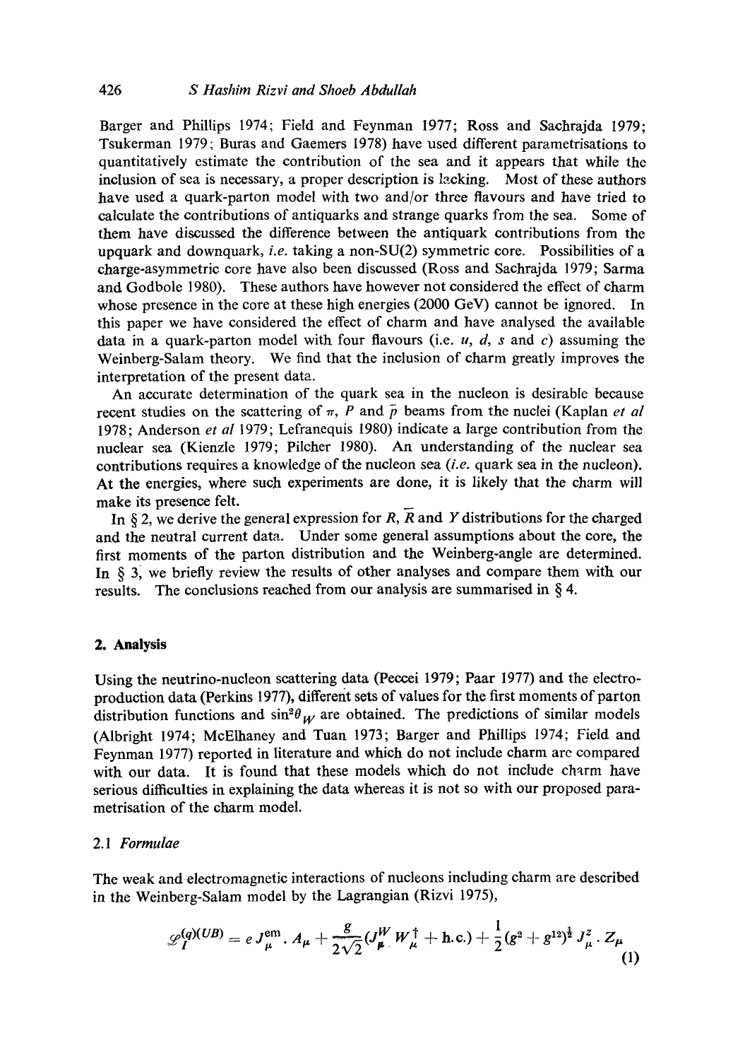Barger and Phillips 1974; Field and Feynman 1977; Ross and Sachrajda 1979; Tsukerman 1979; Buras and Gaemers 1978) have used different parametrisations to quantitatively estimate the contribution of the sea and it appears that while the inclusion of sea is necessary, a proper description is lacking. Most of these authors have used a quark-parton model with two and/or three flavours and have tried to calculate the contributions of antiquarks and strange quarks from the sea. Some of them have discussed the difference between the antiquark contributions from the upquark and downquark, *i.e.* taking a non-SU(2) symmetric core. Possibilities of a charge-asymmetric core have also been discussed (Ross and Sachrajda 1979; Sarma and Godbole 1980). These authors have however not considered the effect of charm whose presence in the core at these high energies (2000 GeV) cannot be ignored. In this paper we have considered the effect of charm and have analysed the available data in a quark-parton model with four flavours (i.e. $u$, $d$, $s$ and $c$) assuming the Weinberg-Salam theory. We find that the inclusion of charm greatly improves the interpretation of the present data.

An accurate determination of the quark sea in the nucleon is desirable because recent studies on the scattering of $\pi$, $P$ and $\bar{p}$ beams from the nuclei (Kaplan *et al* 1978; Anderson *et al* 1979; Lefranequis 1980) indicate a large contribution from the nuclear sea (Kienzle 1979; Pilcher 1980). An understanding of the nuclear sea contributions requires a knowledge of the nucleon sea (*i.e.* quark sea in the nucleon). At the energies, where such experiments are done, it is likely that the charm will make its presence felt.

In § 2, we derive the general expression for $R$, $\bar{R}$ and $Y$ distributions for the charged and the neutral current data. Under some general assumptions about the core, the first moments of the parton distribution and the Weinberg-angle are determined. In § 3, we briefly review the results of other analyses and compare them with our results. The conclusions reached from our analysis are summarised in § 4.

## 2. Analysis

Using the neutrino-nucleon scattering data (Peccei 1979; Paar 1977) and the electroproduction data (Perkins 1977), different sets of values for the first moments of parton distribution functions and $\sin^2\theta_W$ are obtained. The predictions of similar models (Albright 1974; McElhaney and Tuan 1973; Barger and Phillips 1974; Field and Feynman 1977) reported in literature and which do not include charm are compared with our data. It is found that these models which do not include charm have serious difficulties in explaining the data whereas it is not so with our proposed parametrisation of the charm model.

### 2.1 *Formulae*

The weak and electromagnetic interactions of nucleons including charm are described in the Weinberg-Salam model by the Lagrangian (Rizvi 1975),

$$\mathscr{L}_I^{(q)(UB)} = e\, J_\mu^{\text{em}} \cdot A_\mu + \frac{g}{2\sqrt{2}}(J_\mu^W\, W_\mu^\dagger + \text{h.c.}) + \frac{1}{2}(g^2 + g'^2)^{\frac{1}{2}}\, J_\mu^z \cdot Z_\mu \tag{1}$$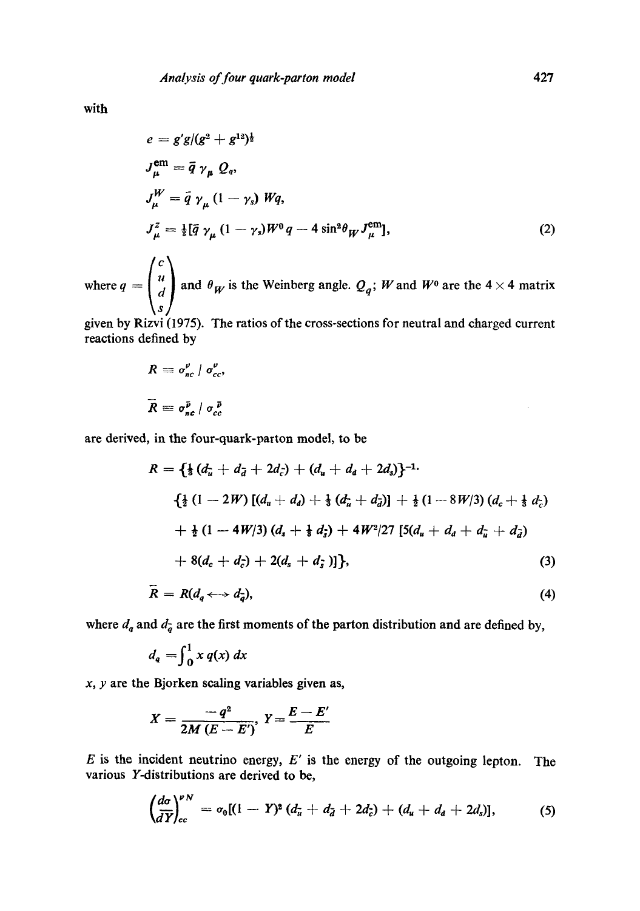with

$$
\begin{aligned}
e &= g'g/(g^2 + g'^2)^{\frac{1}{2}} \\
J_\mu^{em} &= \bar{q}\,\gamma_\mu\, Q_q, \\
J_\mu^{W} &= \bar{q}\,\gamma_\mu\,(1-\gamma_5)\, Wq, \\
J_\mu^{z} &= \tfrac{1}{2}[\bar{q}\,\gamma_\mu\,(1-\gamma_5) W^0 q - 4\sin^2\theta_W J_\mu^{em}],
\end{aligned} \tag{2}
$$

where $q = \begin{pmatrix} c \\ u \\ d \\ s \end{pmatrix}$ and $\theta_W$ is the Weinberg angle. $Q_q$; $W$ and $W^0$ are the $4 \times 4$ matrix given by Rizvi (1975). The ratios of the cross-sections for neutral and charged current reactions defined by

$$R \equiv \sigma_{nc}^{\nu} / \sigma_{cc}^{\nu},$$

$$\bar{R} \equiv \sigma_{nc}^{\bar{\nu}} / \sigma_{cc}^{\bar{\nu}}$$

are derived, in the four-quark-parton model, to be

$$
\begin{aligned}
R = \{&\tfrac{1}{3}(d_{\bar{u}} + d_{\bar{d}} + 2d_{\bar{c}}) + (d_u + d_d + 2d_s)\}^{-1} \cdot \\
&\{\tfrac{1}{2}(1-2W)\,[(d_u + d_d) + \tfrac{1}{3}(d_{\bar{u}} + d_{\bar{d}})] + \tfrac{1}{2}(1 - 8W/3)\,(d_c + \tfrac{1}{3}\,d_{\bar{c}}) \\
&+ \tfrac{1}{2}(1 - 4W/3)\,(d_s + \tfrac{1}{3}\,d_{\bar{s}}) + 4W^2/27\,[5(d_u + d_d + d_{\bar{u}} + d_{\bar{d}}) \\
&+ 8(d_c + d_{\bar{c}}) + 2(d_s + d_{\bar{s}})]\},
\end{aligned} \tag{3}
$$

$$\bar{R} = R(d_q \longleftrightarrow d_{\bar{q}}), \tag{4}$$

where $d_q$ and $d_{\bar{q}}$ are the first moments of the parton distribution and are defined by,

$$d_q = \int_0^1 x\, q(x)\, dx$$

$x$, $y$ are the Bjorken scaling variables given as,

$$X = \frac{-q^2}{2M(E-E')},\quad Y = \frac{E-E'}{E}$$

$E$ is the incident neutrino energy, $E'$ is the energy of the outgoing lepton. The various $Y$-distributions are derived to be,

$$\left(\frac{d\sigma}{dY}\right)_{cc}^{\nu N} = \sigma_0[(1-Y)^2\,(d_{\bar{u}} + d_{\bar{d}} + 2d_{\bar{c}}) + (d_u + d_d + 2d_s)], \tag{5}$$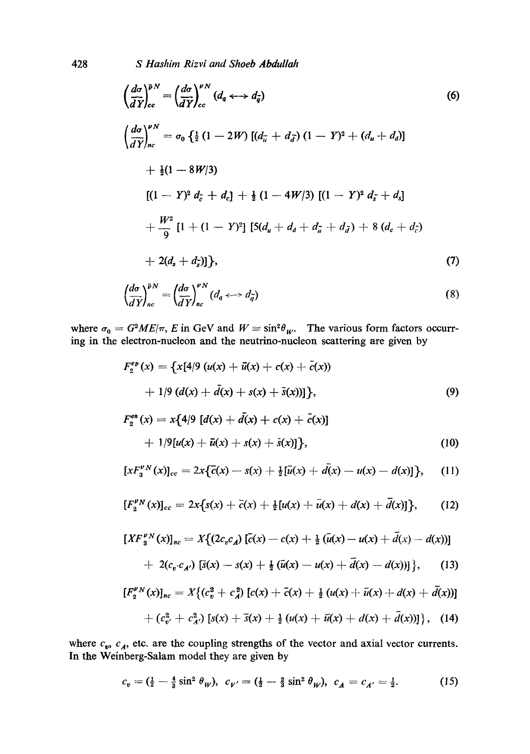$$\left(\frac{d\sigma}{dY}\right)_{cc}^{\bar{\nu}N} = \left(\frac{d\sigma}{dY}\right)_{cc}^{\nu N} (d_q \longleftrightarrow d_{\bar{q}}) \tag{6}$$

$$\left(\frac{d\sigma}{dY}\right)_{nc}^{\nu N} = \sigma_0 \{\tfrac{1}{2}(1 - 2W)\,[(d_{\bar{u}} + d_{\bar{d}})(1 - Y)^2 + (d_u + d_d)]$$

$$+ \tfrac{1}{2}(1 - 8W/3)$$

$$[(1 - Y)^2 d_{\bar{c}} + d_c] + \tfrac{1}{2}(1 - 4W/3)\,[(1 - Y)^2 d_{\bar{s}} + d_s]$$

$$+ \frac{W^2}{9}\,[1 + (1 - Y)^2]\,[5(d_u + d_d + d_{\bar{u}} + d_{\bar{d}}) + 8\,(d_c + d_{\bar{c}})$$

$$+ 2(d_s + d_{\bar{s}})]\}, \tag{7}$$

$$\left(\frac{d\sigma}{dY}\right)_{nc}^{\bar{\nu}N} = \left(\frac{d\sigma}{dY}\right)_{nc}^{\nu N} (d_q \longleftrightarrow d_{\bar{q}}) \tag{8}$$

where $\sigma_0 = G^2ME/\pi$, $E$ in GeV and $W \equiv \sin^2\theta_W$. The various form factors occurring in the electron-nucleon and the neutrino-nucleon scattering are given by

$$F_2^{ep}(x) = \{x[4/9\,(u(x) + \bar{u}(x) + c(x) + \bar{c}(x))$$

$$+ 1/9\,(d(x) + \bar{d}(x) + s(x) + \bar{s}(x))]\}, \tag{9}$$

$$F_2^{en}(x) = x\{4/9\,[d(x) + \bar{d}(x) + c(x) + \bar{c}(x)]$$

$$+ 1/9[u(x) + \bar{u}(x) + s(x) + \bar{s}(x)]\}, \tag{10}$$

$$[xF_3^{\nu N}(x)]_{cc} = 2x\{\bar{c}(x) - s(x) + \tfrac{1}{2}[\bar{u}(x) + \bar{d}(x) - u(x) - d(x)]\}, \tag{11}$$

$$[F_2^{\nu N}(x)]_{cc} = 2x\{s(x) + \bar{c}(x) + \tfrac{1}{2}[u(x) + \bar{u}(x) + d(x) + \bar{d}(x)]\}, \tag{12}$$

$$[XF_3^{\nu N}(x)]_{nc} = X\{(2c_v c_A)\,[\bar{c}(x) - c(x) + \tfrac{1}{2}\,(\bar{u}(x) - u(x) + \bar{d}(x) - d(x))]$$

$$+ 2(c_{v'} c_{A'})\,[\bar{s}(x) - s(x) + \tfrac{1}{2}\,(\bar{u}(x) - u(x) + \bar{d}(x) - d(x))]\}, \tag{13}$$

$$[F_2^{\nu N}(x)]_{nc} = X\{(c_v^2 + c_A^2)\,[c(x) + \bar{c}(x) + \tfrac{1}{2}\,(u(x) + \bar{u}(x) + d(x) + \bar{d}(x))]$$

$$+ (c_{v'}^2 + c_{A'}^2)\,[s(x) + \bar{s}(x) + \tfrac{1}{2}\,(u(x) + \bar{u}(x) + d(x) + \bar{d}(x))]\}, \tag{14}$$

where $c_v$, $c_A$, etc. are the coupling strengths of the vector and axial vector currents. In the Weinberg-Salam model they are given by

$$c_v = (\tfrac{1}{2} - \tfrac{4}{3}\sin^2\theta_W),\quad c_{V'} = (\tfrac{1}{2} - \tfrac{2}{3}\sin^2\theta_W),\quad c_A = c_{A'} = \tfrac{1}{2}. \tag{15}$$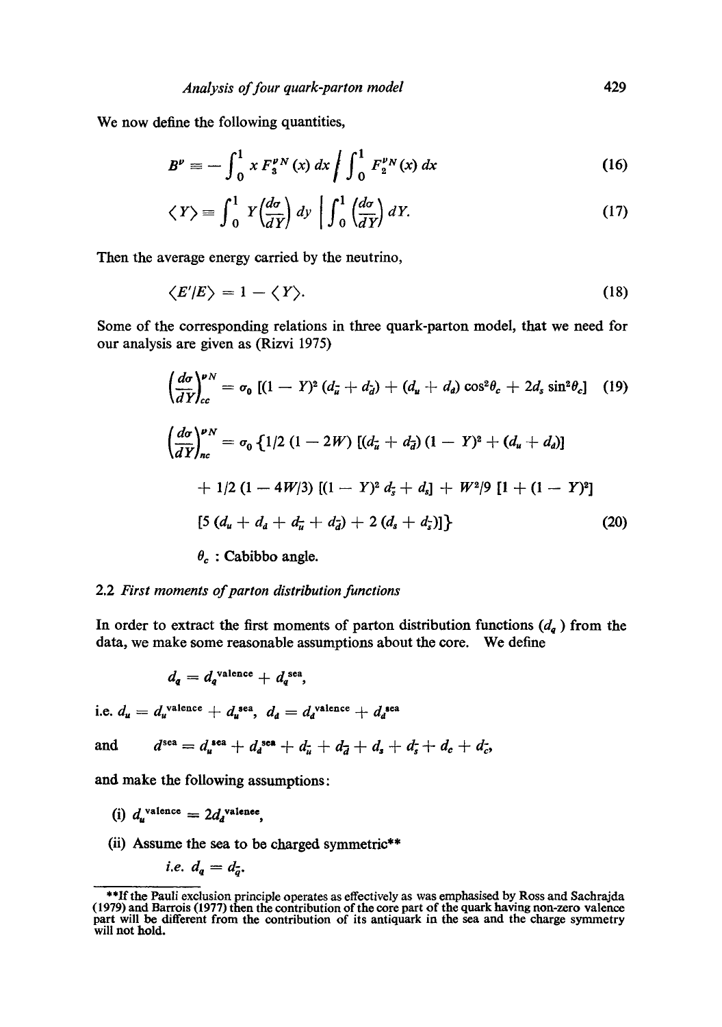We now define the following quantities,

$$B^{\nu} \equiv - \int_0^1 x\, F_3^{\nu N}(x)\, dx \Bigg/ \int_0^1 F_2^{\nu N}(x)\, dx \tag{16}$$

$$\langle Y \rangle \equiv \int_0^1 Y \left(\frac{d\sigma}{dY}\right) dy \Bigg/ \int_0^1 \left(\frac{d\sigma}{dY}\right) dY. \tag{17}$$

Then the average energy carried by the neutrino,

$$\langle E'/E \rangle = 1 - \langle Y \rangle. \tag{18}$$

Some of the corresponding relations in three quark-parton model, that we need for our analysis are given as (Rizvi 1975)

$$\left(\frac{d\sigma}{dY}\right)_{cc}^{\nu N} = \sigma_0 \left[(1 - Y)^2 (d_{\bar{u}} + d_{\bar{d}}) + (d_u + d_d) \cos^2\theta_c + 2 d_s \sin^2\theta_c\right] \tag{19}$$

$$\begin{aligned}\left(\frac{d\sigma}{dY}\right)_{nc}^{\nu N} = \sigma_0 \{ & 1/2\,(1 - 2W)\, [(d_{\bar{u}} + d_{\bar{d}})(1 - Y)^2 + (d_u + d_d)] \\ & + 1/2\,(1 - 4W/3)\, [(1 - Y)^2 d_{\bar{s}} + d_s] + W^2/9\, [1 + (1 - Y)^2] \\ & [5 (d_u + d_d + d_{\bar{u}} + d_{\bar{d}}) + 2 (d_s + d_{\bar{s}})]\}\end{aligned} \tag{20}$$

$\theta_c$ : Cabibbo angle.

### 2.2 *First moments of parton distribution functions*

In order to extract the first moments of parton distribution functions ($d_q$) from the data, we make some reasonable assumptions about the core. We define

$$d_q = d_q^{\text{valence}} + d_q^{\text{sea}},$$

i.e. $d_u = d_u^{\text{valence}} + d_u^{\text{sea}}$, $d_d = d_d^{\text{valence}} + d_d^{\text{sea}}$

and $\quad d^{\text{sea}} = d_u^{\text{sea}} + d_d^{\text{sea}} + d_{\bar{u}} + d_{\bar{d}} + d_s + d_{\bar{s}} + d_c + d_{\bar{c}}$,

and make the following assumptions:

(i) $d_u^{\text{valence}} = 2 d_d^{\text{valence}}$,

(ii) Assume the sea to be charged symmetric**

*i.e.* $d_q = d_{\bar{q}}$.

**If the Pauli exclusion principle operates as effectively as was emphasised by Ross and Sachrajda (1979) and Barrois (1977) then the contribution of the core part of the quark having non-zero valence part will be different from the contribution of its antiquark in the sea and the charge symmetry will not hold.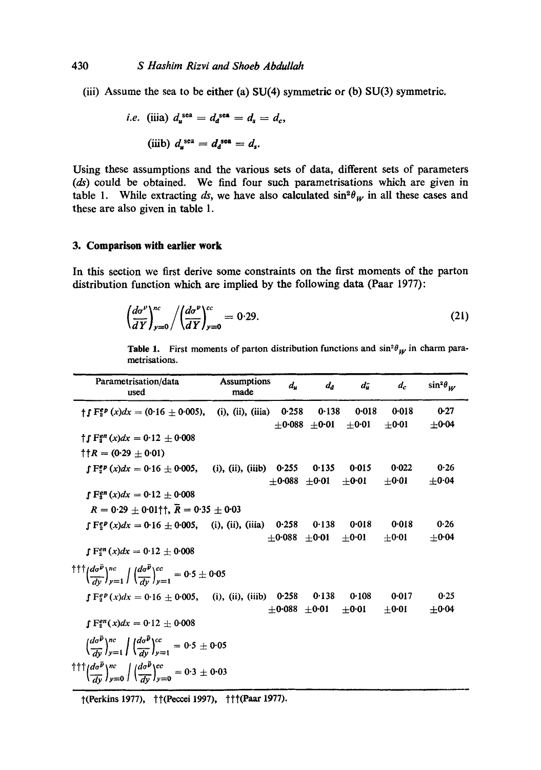(iii) Assume the sea to be either (a) SU(4) symmetric or (b) SU(3) symmetric.

*i.e.* (iiia) $d_u^{sea} = d_d^{sea} = d_s = d_c$,

(iiib) $d_u^{sea} = d_d^{sea} = d_s$.

Using these assumptions and the various sets of data, different sets of parameters ($ds$) could be obtained. We find four such parametrisations which are given in table 1. While extracting $ds$, we have also calculated $\sin^2\theta_W$ in all these cases and these are also given in table 1.

## 3. Comparison with earlier work

In this section we first derive some constraints on the first moments of the parton distribution function which are implied by the following data (Paar 1977):

$$\left(\frac{d\sigma^{\nu}}{dY}\right)^{nc}_{y=0} \bigg/ \left(\frac{d\sigma^{\nu}}{dY}\right)^{cc}_{y=0} = 0{\cdot}29. \tag{21}$$

**Table 1.** First moments of parton distribution functions and $\sin^2\theta_W$ in charm parametrisations.

| Parametrisation/data used | Assumptions made | $d_u$ | $d_d$ | $d_{\bar{u}}$ | $d_c$ | $\sin^2\theta_W$ |
|---|---|---|---|---|---|---|
| †$\int F_2^{ep}(x)dx = (0{\cdot}16 \pm 0{\cdot}005)$, †$\int F_2^{en}(x)dx = 0{\cdot}12 \pm 0{\cdot}008$, ††$R = (0{\cdot}29 \pm 0{\cdot}01)$ | (i), (ii), (iiia) | 0·258 ±0·088 | 0·138 ±0·01 | 0·018 ±0·01 | 0·018 ±0·01 | 0·27 ±0·04 |
| $\int F_2^{ep}(x)dx = 0{\cdot}16 \pm 0{\cdot}005$, $\int F_2^{en}(x)dx = 0{\cdot}12 \pm 0{\cdot}008$, $R = 0{\cdot}29 \pm 0{\cdot}01$††, $\bar{R} = 0{\cdot}35 \pm 0{\cdot}03$ | (i), (ii), (iiib) | 0·255 ±0·088 | 0·135 ±0·01 | 0·015 ±0·01 | 0·022 ±0·01 | 0·26 ±0·04 |
| $\int F_2^{ep}(x)dx = 0{\cdot}16 \pm 0{\cdot}005$, $\int F_2^{en}(x)dx = 0{\cdot}12 \pm 0{\cdot}008$, †††$\left(\frac{d\sigma^{\bar{\nu}}}{dy}\right)^{nc}_{y=1} \Big/ \left(\frac{d\sigma^{\bar{\nu}}}{dy}\right)^{cc}_{y=1} = 0{\cdot}5 \pm 0{\cdot}05$ | (i), (ii), (iiia) | 0·258 ±0·088 | 0·138 ±0·01 | 0·018 ±0·01 | 0·018 ±0·01 | 0·26 ±0·04 |
| $\int F_2^{ep}(x)dx = 0{\cdot}16 \pm 0{\cdot}005$, $\int F_2^{en}(x)dx = 0{\cdot}12 \pm 0{\cdot}008$, $\left(\frac{d\sigma^{\bar{\nu}}}{dy}\right)^{nc}_{y=1} \Big/ \left(\frac{d\sigma^{\bar{\nu}}}{dy}\right)^{cc}_{y=1} = 0{\cdot}5 \pm 0{\cdot}05$, †††$\left(\frac{d\sigma^{\bar{\nu}}}{dy}\right)^{nc}_{y=0} \Big/ \left(\frac{d\sigma^{\bar{\nu}}}{dy}\right)^{cc}_{y=0} = 0{\cdot}3 \pm 0{\cdot}03$ | (i), (ii), (iiib) | 0·258 ±0·088 | 0·138 ±0·01 | 0·108 ±0·01 | 0·017 ±0·01 | 0·25 ±0·04 |

†(Perkins 1977), ††(Peccei 1997), †††(Paar 1977).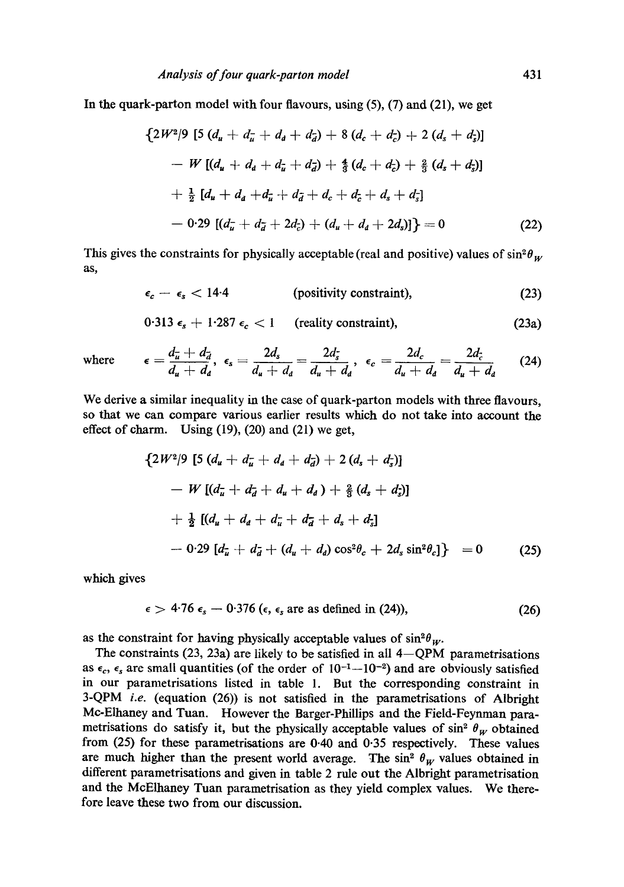In the quark-parton model with four flavours, using (5), (7) and (21), we get

$$
\begin{aligned}
\{2W^2/9\ [5\,(d_u + d_{\bar{u}} + d_d + d_{\bar{d}}) + 8\,(d_c + d_{\bar{c}}) + 2\,(d_s + d_{\bar{s}})] \\
- W\,[(d_u + d_d + d_{\bar{u}} + d_{\bar{d}}) + \tfrac{4}{3}\,(d_c + d_{\bar{c}}) + \tfrac{2}{3}\,(d_s + d_{\bar{s}})] \\
+ \tfrac{1}{2}\,[d_u + d_d + d_{\bar{u}} + d_{\bar{d}} + d_c + d_{\bar{c}} + d_s + d_{\bar{s}}] \\
- 0{\cdot}29\,[(d_{\bar{u}} + d_{\bar{d}} + 2d_{\bar{c}}) + (d_u + d_d + 2d_s)]\} = 0
\end{aligned}
\tag{22}
$$

This gives the constraints for physically acceptable (real and positive) values of $\sin^2\theta_W$ as,

$$\epsilon_c - \epsilon_s < 14{\cdot}4 \qquad \text{(positivity constraint),} \tag{23}$$

$$0{\cdot}313\,\epsilon_s + 1{\cdot}287\,\epsilon_c < 1 \qquad \text{(reality constraint),} \tag{23a}$$

where

$$\epsilon = \frac{d_{\bar{u}} + d_{\bar{d}}}{d_u + d_d}, \quad \epsilon_s = \frac{2d_s}{d_u + d_d} = \frac{2d_{\bar{s}}}{d_u + d_d}, \quad \epsilon_c = \frac{2d_c}{d_u + d_d} = \frac{2d_{\bar{c}}}{d_u + d_d} \tag{24}$$

We derive a similar inequality in the case of quark-parton models with three flavours, so that we can compare various earlier results which do not take into account the effect of charm. Using (19), (20) and (21) we get,

$$
\begin{aligned}
\{2W^2/9\ [5\,(d_u + d_{\bar{u}} + d_d + d_{\bar{d}}) + 2\,(d_s + d_{\bar{s}})] \\
- W\,[(d_{\bar{u}} + d_{\bar{d}} + d_u + d_d) + \tfrac{2}{3}\,(d_s + d_{\bar{s}})] \\
+ \tfrac{1}{2}\,[(d_u + d_d + d_{\bar{u}} + d_{\bar{d}} + d_s + d_{\bar{s}}] \\
- 0{\cdot}29\,[d_{\bar{u}} + d_{\bar{d}} + (d_u + d_d)\cos^2\theta_c + 2d_s\sin^2\theta_c]\} = 0
\end{aligned}
\tag{25}
$$

which gives

$$\epsilon > 4{\cdot}76\,\epsilon_s - 0{\cdot}376 \ (\epsilon, \epsilon_s \text{ are as defined in (24)}), \tag{26}$$

as the constraint for having physically acceptable values of $\sin^2\theta_W$.

The constraints (23, 23a) are likely to be satisfied in all 4—QPM parametrisations as $\epsilon_c$, $\epsilon_s$ are small quantities (of the order of $10^{-1}$—$10^{-2}$) and are obviously satisfied in our parametrisations listed in table 1. But the corresponding constraint in 3-QPM *i.e.* (equation (26)) is not satisfied in the parametrisations of Albright Mc-Elhaney and Tuan. However the Barger-Phillips and the Field-Feynman parametrisations do satisfy it, but the physically acceptable values of $\sin^2\theta_W$ obtained from (25) for these parametrisations are 0·40 and 0·35 respectively. These values are much higher than the present world average. The $\sin^2\theta_W$ values obtained in different parametrisations and given in table 2 rule out the Albright parametrisation and the McElhaney Tuan parametrisation as they yield complex values. We therefore leave these two from our discussion.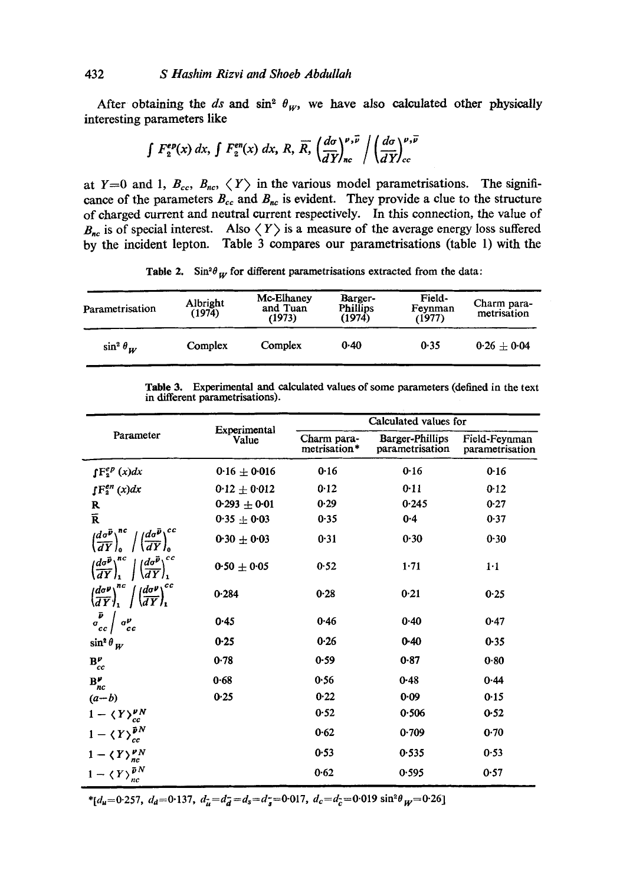After obtaining the $ds$ and $\sin^2 \theta_W$, we have also calculated other physically interesting parameters like

$$\int F_2^{ep}(x)\,dx,\ \int F_2^{en}(x)\,dx,\ R,\ \bar{R},\ \left(\frac{d\sigma}{dY}\right)_{nc}^{\nu,\bar{\nu}} \Big/ \left(\frac{d\sigma}{dY}\right)_{cc}^{\nu,\bar{\nu}}$$

at $Y=0$ and 1, $B_{cc}$, $B_{nc}$, $\langle Y \rangle$ in the various model parametrisations. The significance of the parameters $B_{cc}$ and $B_{nc}$ is evident. They provide a clue to the structure of charged current and neutral current respectively. In this connection, the value of $B_{nc}$ is of special interest. Also $\langle Y \rangle$ is a measure of the average energy loss suffered by the incident lepton. Table 3 compares our parametrisations (table 1) with the

**Table 2.** $\sin^2\theta_W$ for different parametrisations extracted from the data:

| Parametrisation | Albright (1974) | Mc-Elhaney and Tuan (1973) | Barger-Phillips (1974) | Field-Feynman (1977) | Charm parametrisation |
|---|---|---|---|---|---|
| $\sin^2 \theta_W$ | Complex | Complex | 0·40 | 0·35 | 0·26 ± 0·04 |

**Table 3.** Experimental and calculated values of some parameters (defined in the text in different parametrisations).

| Parameter | Experimental Value | Calculated values for | | |
|---|---|---|---|---|
| | | Charm parametrisation* | Barger-Phillips parametrisation | Field-Feynman parametrisation |
| $\int F_2^{ep}(x)dx$ | 0·16 ± 0·016 | 0·16 | 0·16 | 0·16 |
| $\int F_2^{en}(x)dx$ | 0·12 ± 0·012 | 0·12 | 0·11 | 0·12 |
| R | 0·293 ± 0·01 | 0·29 | 0·245 | 0·27 |
| $\bar{R}$ | 0·35 ± 0·03 | 0·35 | 0·4 | 0·37 |
| $\left(\frac{d\sigma^{\bar{\nu}}}{dY}\right)_0^{nc} \Big/ \left(\frac{d\sigma^{\bar{\nu}}}{dY}\right)_0^{cc}$ | 0·30 ± 0·03 | 0·31 | 0·30 | 0·30 |
| $\left(\frac{d\sigma^{\bar{\nu}}}{dY}\right)_1^{nc} \Big/ \left(\frac{d\sigma^{\bar{\nu}}}{dY}\right)_1^{cc}$ | 0·50 ± 0·05 | 0·52 | 1·71 | 1·1 |
| $\left(\frac{d\sigma^{\nu}}{dY}\right)_1^{nc} \Big/ \left(\frac{d\sigma^{\nu}}{dY}\right)_1^{cc}$ | 0·284 | 0·28 | 0·21 | 0·25 |
| $\sigma_{cc}^{\bar{\nu}} / \sigma_{cc}^{\nu}$ | 0·45 | 0·46 | 0·40 | 0·47 |
| $\sin^2\theta_W$ | 0·25 | 0·26 | 0·40 | 0·35 |
| $B_{cc}^{\nu}$ | 0·78 | 0·59 | 0·87 | 0·80 |
| $B_{nc}^{\nu}$ | 0·68 | 0·56 | 0·48 | 0·44 |
| $(a-b)$ | 0·25 | 0·22 | 0·09 | 0·15 |
| $1-\langle Y \rangle_{cc}^{\nu N}$ | | 0·52 | 0·506 | 0·52 |
| $1-\langle Y \rangle_{cc}^{\bar{\nu} N}$ | | 0·62 | 0·709 | 0·70 |
| $1-\langle Y \rangle_{nc}^{\nu N}$ | | 0·53 | 0·535 | 0·53 |
| $1-\langle Y \rangle_{nc}^{\bar{\nu} N}$ | | 0·62 | 0·595 | 0·57 |

*[$d_u=0{\cdot}257$, $d_d=0{\cdot}137$, $d_{\bar{u}}=d_{\bar{d}}=d_s=d_{\bar{s}}=0{\cdot}017$, $d_c=d_{\bar{c}}=0{\cdot}019$ $\sin^2\theta_W=0{\cdot}26$]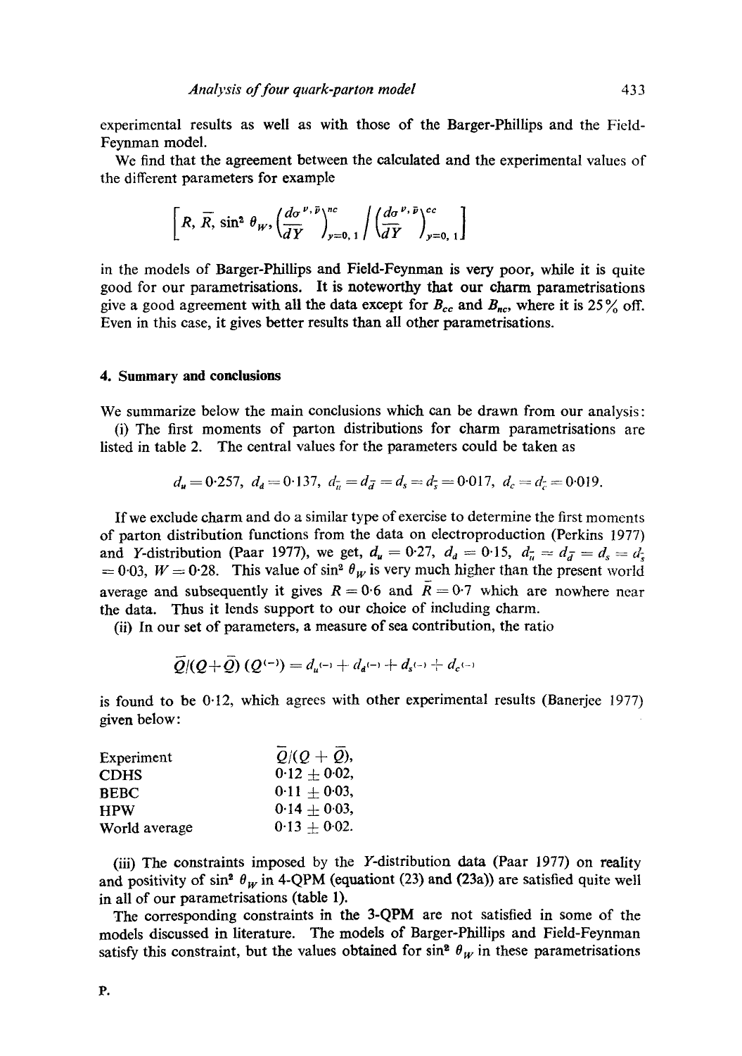experimental results as well as with those of the Barger-Phillips and the Field-Feynman model.

We find that the agreement between the calculated and the experimental values of the different parameters for example

$$\left[R, \bar{R}, \sin^2\theta_W, \left(\frac{d\sigma^{\nu,\bar{\nu}}}{dY}\right)^{nc}_{y=0,1} \Big/ \left(\frac{d\sigma^{\nu,\bar{\nu}}}{dY}\right)^{cc}_{y=0,1}\right]$$

in the models of Barger-Phillips and Field-Feynman is very poor, while it is quite good for our parametrisations. It is noteworthy that our charm parametrisations give a good agreement with all the data except for $B_{cc}$ and $B_{nc}$, where it is 25% off. Even in this case, it gives better results than all other parametrisations.

## 4. Summary and conclusions

We summarize below the main conclusions which can be drawn from our analysis:

(i) The first moments of parton distributions for charm parametrisations are listed in table 2. The central values for the parameters could be taken as

$$d_u = 0{\cdot}257,\ d_d = 0{\cdot}137,\ d_{\bar{u}} = d_{\bar{d}} = d_s = d_{\bar{s}} = 0{\cdot}017,\ d_c = d_{\bar{c}} = 0{\cdot}019.$$

If we exclude charm and do a similar type of exercise to determine the first moments of parton distribution functions from the data on electroproduction (Perkins 1977) and $Y$-distribution (Paar 1977), we get, $d_u = 0{\cdot}27$, $d_d = 0{\cdot}15$, $d_{\bar{u}} = d_{\bar{d}} = d_s = d_{\bar{s}} = 0{\cdot}03$, $W = 0{\cdot}28$. This value of $\sin^2\theta_W$ is very much higher than the present world average and subsequently it gives $R = 0{\cdot}6$ and $\bar{R} = 0{\cdot}7$ which are nowhere near the data. Thus it lends support to our choice of including charm.

(ii) In our set of parameters, a measure of sea contribution, the ratio

$$\bar{Q}/(Q+\bar{Q})\ (Q^{(-)}) = d_{u^{(-)}} + d_{d^{(-)}} + d_{s^{(-)}} + d_{c^{(-)}}$$

is found to be 0·12, which agrees with other experimental results (Banerjee 1977) given below:

| Experiment | $\bar{Q}/(Q+\bar{Q})$, |
|---|---|
| CDHS | $0{\cdot}12 \pm 0{\cdot}02$, |
| BEBC | $0{\cdot}11 \pm 0{\cdot}03$, |
| HPW | $0{\cdot}14 \pm 0{\cdot}03$, |
| World average | $0{\cdot}13 \pm 0{\cdot}02$. |

(iii) The constraints imposed by the $Y$-distribution data (Paar 1977) on reality and positivity of $\sin^2\theta_W$ in 4-QPM (equationt (23) and (23a)) are satisfied quite well in all of our parametrisations (table 1).

The corresponding constraints in the 3-QPM are not satisfied in some of the models discussed in literature. The models of Barger-Phillips and Field-Feynman satisfy this constraint, but the values obtained for $\sin^2\theta_W$ in these parametrisations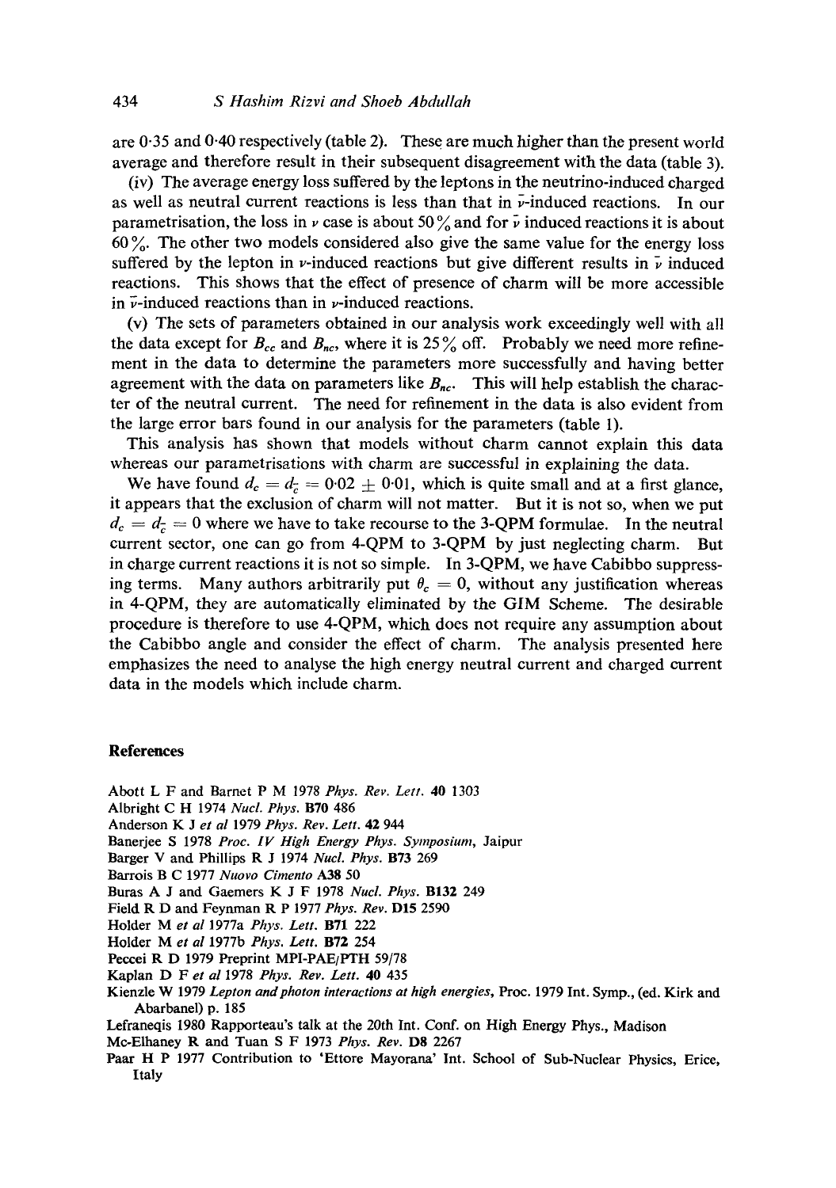are 0·35 and 0·40 respectively (table 2). These are much higher than the present world average and therefore result in their subsequent disagreement with the data (table 3).

(iv) The average energy loss suffered by the leptons in the neutrino-induced charged as well as neutral current reactions is less than that in $\bar{\nu}$-induced reactions. In our parametrisation, the loss in $\nu$ case is about 50% and for $\bar{\nu}$ induced reactions it is about 60%. The other two models considered also give the same value for the energy loss suffered by the lepton in $\nu$-induced reactions but give different results in $\bar{\nu}$ induced reactions. This shows that the effect of presence of charm will be more accessible in $\bar{\nu}$-induced reactions than in $\nu$-induced reactions.

(v) The sets of parameters obtained in our analysis work exceedingly well with all the data except for $B_{cc}$ and $B_{nc}$, where it is 25% off. Probably we need more refinement in the data to determine the parameters more successfully and having better agreement with the data on parameters like $B_{nc}$. This will help establish the character of the neutral current. The need for refinement in the data is also evident from the large error bars found in our analysis for the parameters (table 1).

This analysis has shown that models without charm cannot explain this data whereas our parametrisations with charm are successful in explaining the data.

We have found $d_c = d_{\bar{c}} = 0{\cdot}02 \pm 0{\cdot}01$, which is quite small and at a first glance, it appears that the exclusion of charm will not matter. But it is not so, when we put $d_c = d_{\bar{c}} = 0$ where we have to take recourse to the 3-QPM formulae. In the neutral current sector, one can go from 4-QPM to 3-QPM by just neglecting charm. But in charge current reactions it is not so simple. In 3-QPM, we have Cabibbo suppressing terms. Many authors arbitrarily put $\theta_c = 0$, without any justification whereas in 4-QPM, they are automatically eliminated by the GIM Scheme. The desirable procedure is therefore to use 4-QPM, which does not require any assumption about the Cabibbo angle and consider the effect of charm. The analysis presented here emphasizes the need to analyse the high energy neutral current and charged current data in the models which include charm.

## References

Abott L F and Barnet P M 1978 *Phys. Rev. Lett.* **40** 1303

Albright C H 1974 *Nucl. Phys.* **B70** 486

Anderson K J *et al* 1979 *Phys. Rev. Lett.* **42** 944

Banerjee S 1978 *Proc. IV High Energy Phys. Symposium*, Jaipur

Barger V and Phillips R J 1974 *Nucl. Phys.* **B73** 269

Barrois B C 1977 *Nuovo Cimento* **A38** 50

Buras A J and Gaemers K J F 1978 *Nucl. Phys.* **B132** 249

Field R D and Feynman R P 1977 *Phys. Rev.* **D15** 2590

Holder M *et al* 1977a *Phys. Lett.* **B71** 222

Holder M *et al* 1977b *Phys. Lett.* **B72** 254

Peccei R D 1979 Preprint MPI-PAE/PTH 59/78

Kaplan D F *et al* 1978 *Phys. Rev. Lett.* **40** 435

Kienzle W 1979 *Lepton and photon interactions at high energies*, Proc. 1979 Int. Symp., (ed. Kirk and Abarbanel) p. 185

Lefraneqis 1980 Rapporteau's talk at the 20th Int. Conf. on High Energy Phys., Madison

Mc-Elhaney R and Tuan S F 1973 *Phys. Rev.* **D8** 2267

Paar H P 1977 Contribution to 'Ettore Mayorana' Int. School of Sub-Nuclear Physics, Erice, Italy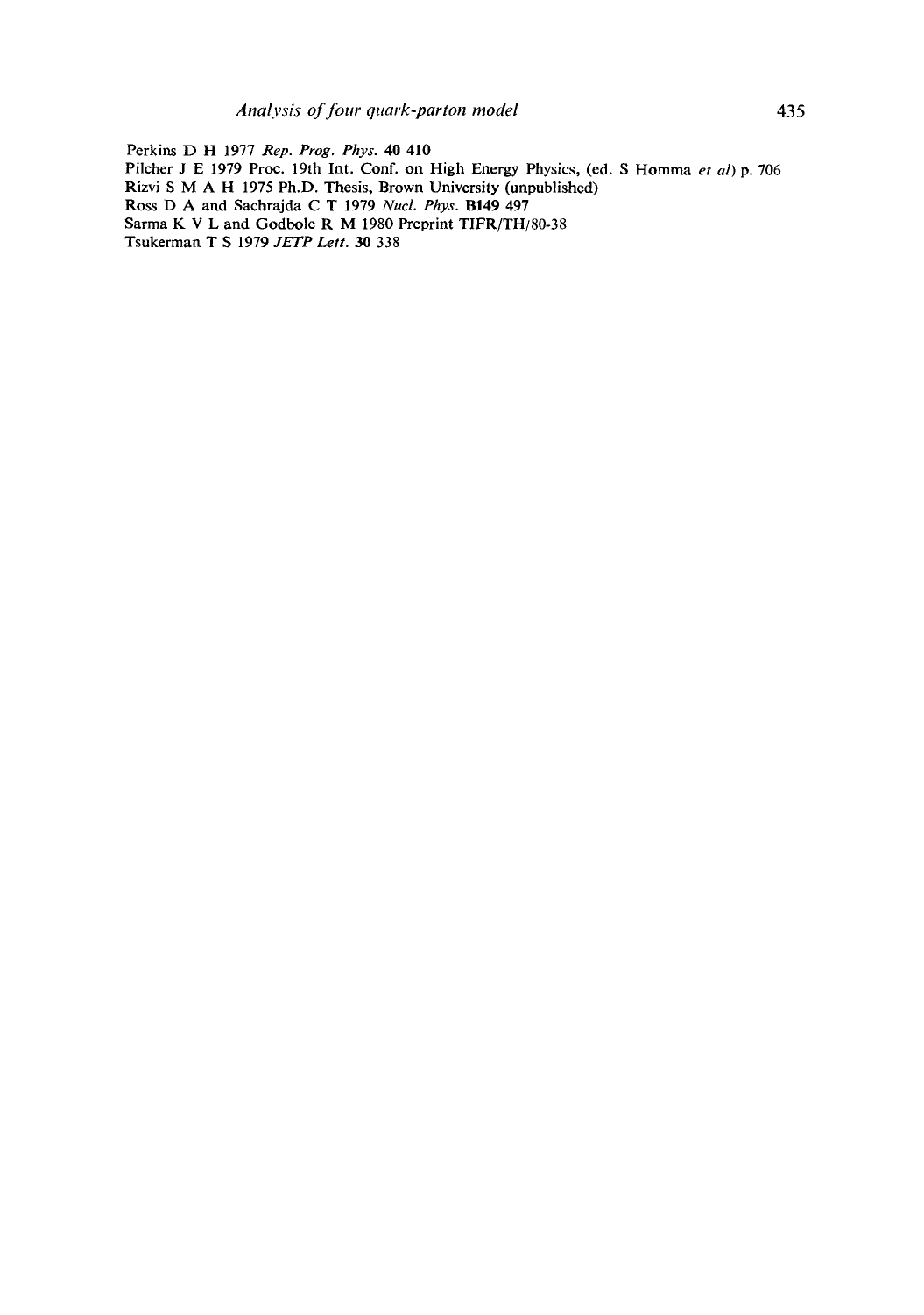Perkins D H 1977 *Rep. Prog. Phys.* **40** 410

Pilcher J E 1979 Proc. 19th Int. Conf. on High Energy Physics, (ed. S Homma *et al*) p. 706

Rizvi S M A H 1975 Ph.D. Thesis, Brown University (unpublished)

Ross D A and Sachrajda C T 1979 *Nucl. Phys.* **B149** 497

Sarma K V L and Godbole R M 1980 Preprint TIFR/TH/80-38

Tsukerman T S 1979 *JETP Lett.* **30** 338